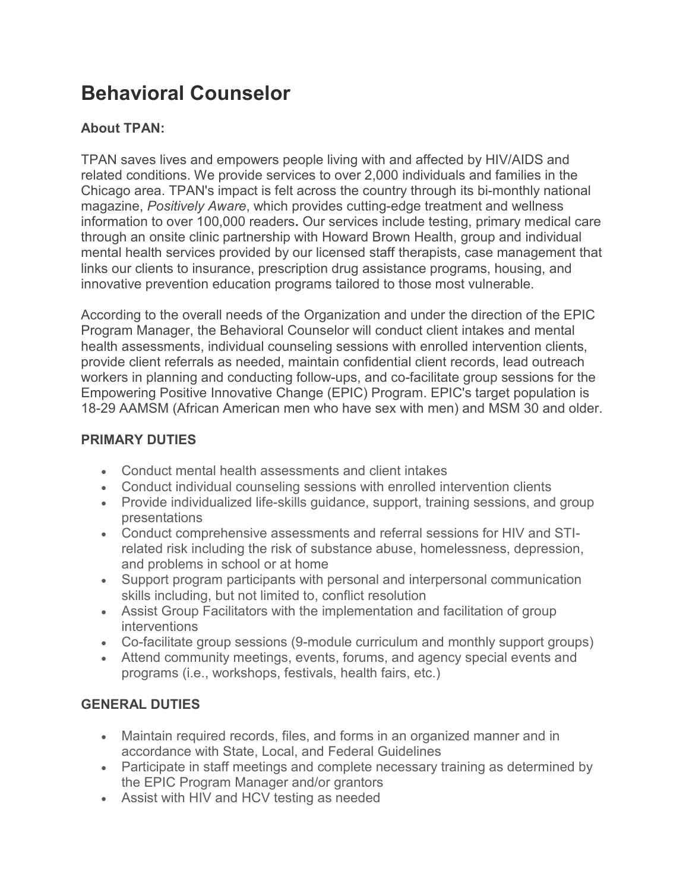# Behavioral Counselor

### About TPAN:

TPAN saves lives and empowers people living with and affected by HIV/AIDS and related conditions. We provide services to over 2,000 individuals and families in the Chicago area. TPAN's impact is felt across the country through its bi-monthly national magazine, *Positively Aware*, which provides cutting-edge treatment and wellness information to over 100,000 readers**.** Our services include testing, primary medical care through an onsite clinic partnership with Howard Brown Health, group and individual mental health services provided by our licensed staff therapists, case management that links our clients to insurance, prescription drug assistance programs, housing, and innovative prevention education programs tailored to those most vulnerable.

According to the overall needs of the Organization and under the direction of the EPIC Program Manager, the Behavioral Counselor will conduct client intakes and mental health assessments, individual counseling sessions with enrolled intervention clients, provide client referrals as needed, maintain confidential client records, lead outreach workers in planning and conducting follow-ups, and co-facilitate group sessions for the Empowering Positive Innovative Change (EPIC) Program. EPIC's target population is 18-29 AAMSM (African American men who have sex with men) and MSM 30 and older.

### PRIMARY DUTIES

- Conduct mental health assessments and client intakes
- Conduct individual counseling sessions with enrolled intervention clients
- Provide individualized life-skills guidance, support, training sessions, and group presentations
- Conduct comprehensive assessments and referral sessions for HIV and STI-related risk including the risk of substance abuse, homelessness, depression, and problems in school or at home
- Support program participants with personal and interpersonal communication skills including, but not limited to, conflict resolution
- Assist Group Facilitators with the implementation and facilitation of group interventions
- Co-facilitate group sessions (9-module curriculum and monthly support groups)
- Attend community meetings, events, forums, and agency special events and programs (i.e., workshops, festivals, health fairs, etc.)

### GENERAL DUTIES

- Maintain required records, files, and forms in an organized manner and in accordance with State, Local, and Federal Guidelines
- Participate in staff meetings and complete necessary training as determined by the EPIC Program Manager and/or grantors
- Assist with HIV and HCV testing as needed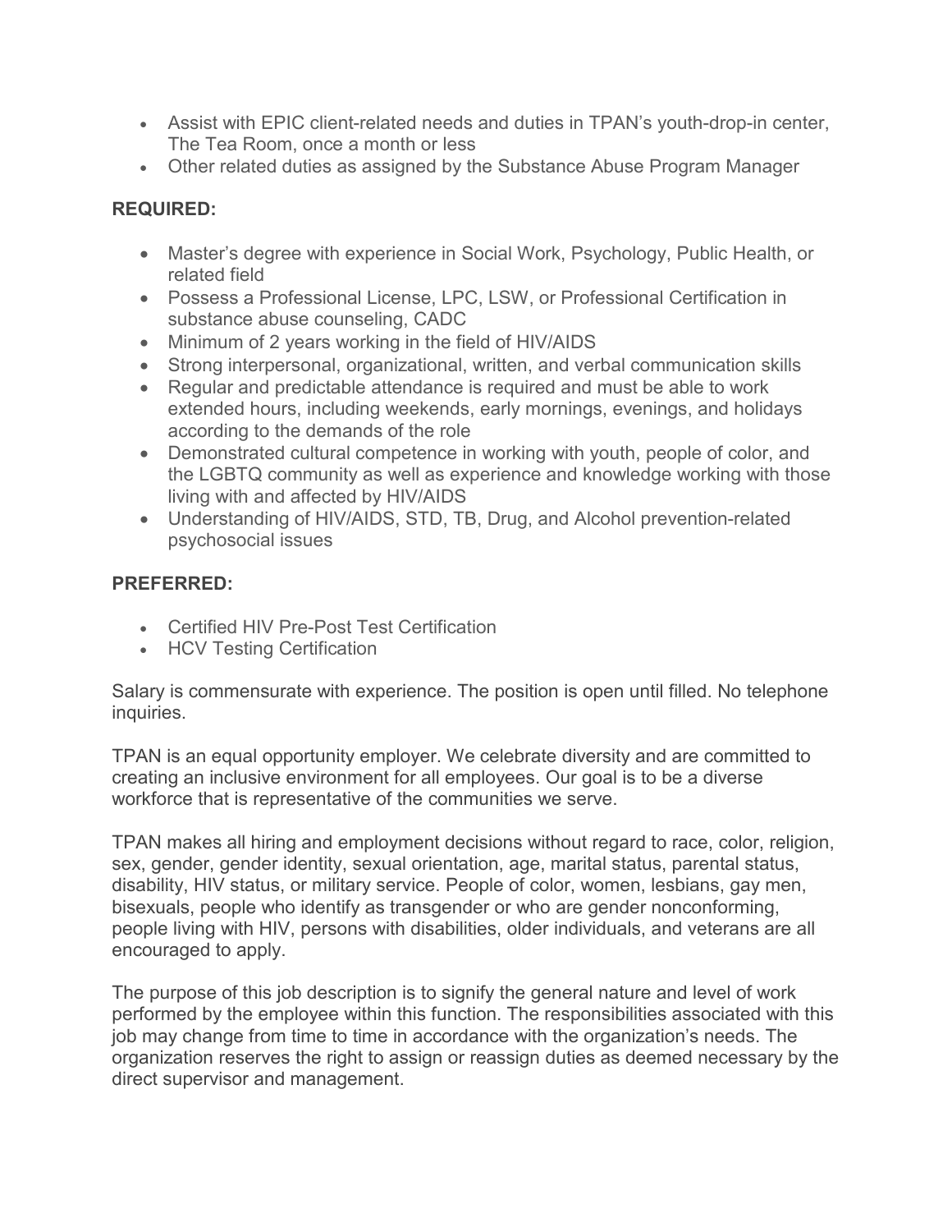- Assist with EPIC client-related needs and duties in TPAN's youth-drop-in center, The Tea Room, once a month or less
- Other related duties as assigned by the Substance Abuse Program Manager

**REQUIRED:**

- Master's degree with experience in Social Work, Psychology, Public Health, or related field
- Possess a Professional License, LPC, LSW, or Professional Certification in substance abuse counseling, CADC
- Minimum of 2 years working in the field of HIV/AIDS
- Strong interpersonal, organizational, written, and verbal communication skills
- Regular and predictable attendance is required and must be able to work extended hours, including weekends, early mornings, evenings, and holidays according to the demands of the role
- Demonstrated cultural competence in working with youth, people of color, and the LGBTQ community as well as experience and knowledge working with those living with and affected by HIV/AIDS
- Understanding of HIV/AIDS, STD, TB, Drug, and Alcohol prevention-related psychosocial issues

**PREFERRED:**

- Certified HIV Pre-Post Test Certification
- HCV Testing Certification

Salary is commensurate with experience. The position is open until filled. No telephone inquiries.

TPAN is an equal opportunity employer. We celebrate diversity and are committed to creating an inclusive environment for all employees. Our goal is to be a diverse workforce that is representative of the communities we serve.

TPAN makes all hiring and employment decisions without regard to race, color, religion, sex, gender, gender identity, sexual orientation, age, marital status, parental status, disability, HIV status, or military service. People of color, women, lesbians, gay men, bisexuals, people who identify as transgender or who are gender nonconforming, people living with HIV, persons with disabilities, older individuals, and veterans are all encouraged to apply.

The purpose of this job description is to signify the general nature and level of work performed by the employee within this function. The responsibilities associated with this job may change from time to time in accordance with the organization's needs. The organization reserves the right to assign or reassign duties as deemed necessary by the direct supervisor and management.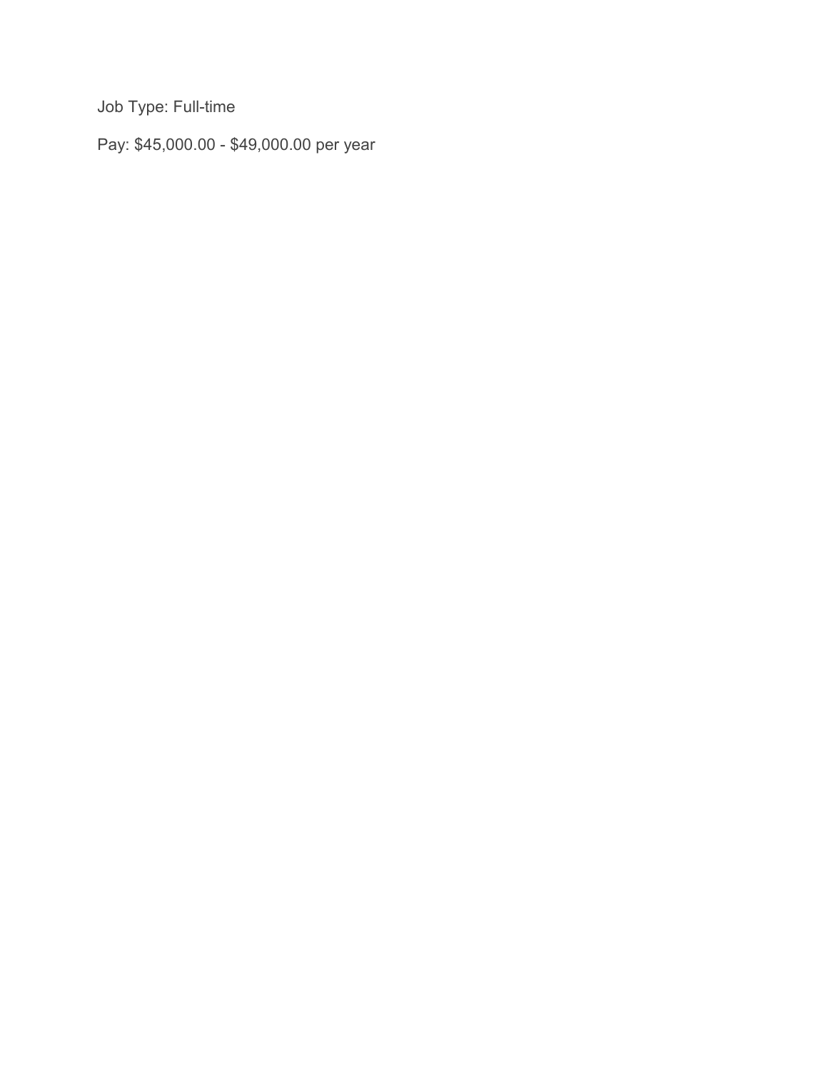Job Type: Full-time

Pay: $45,000.00 - $49,000.00 per year